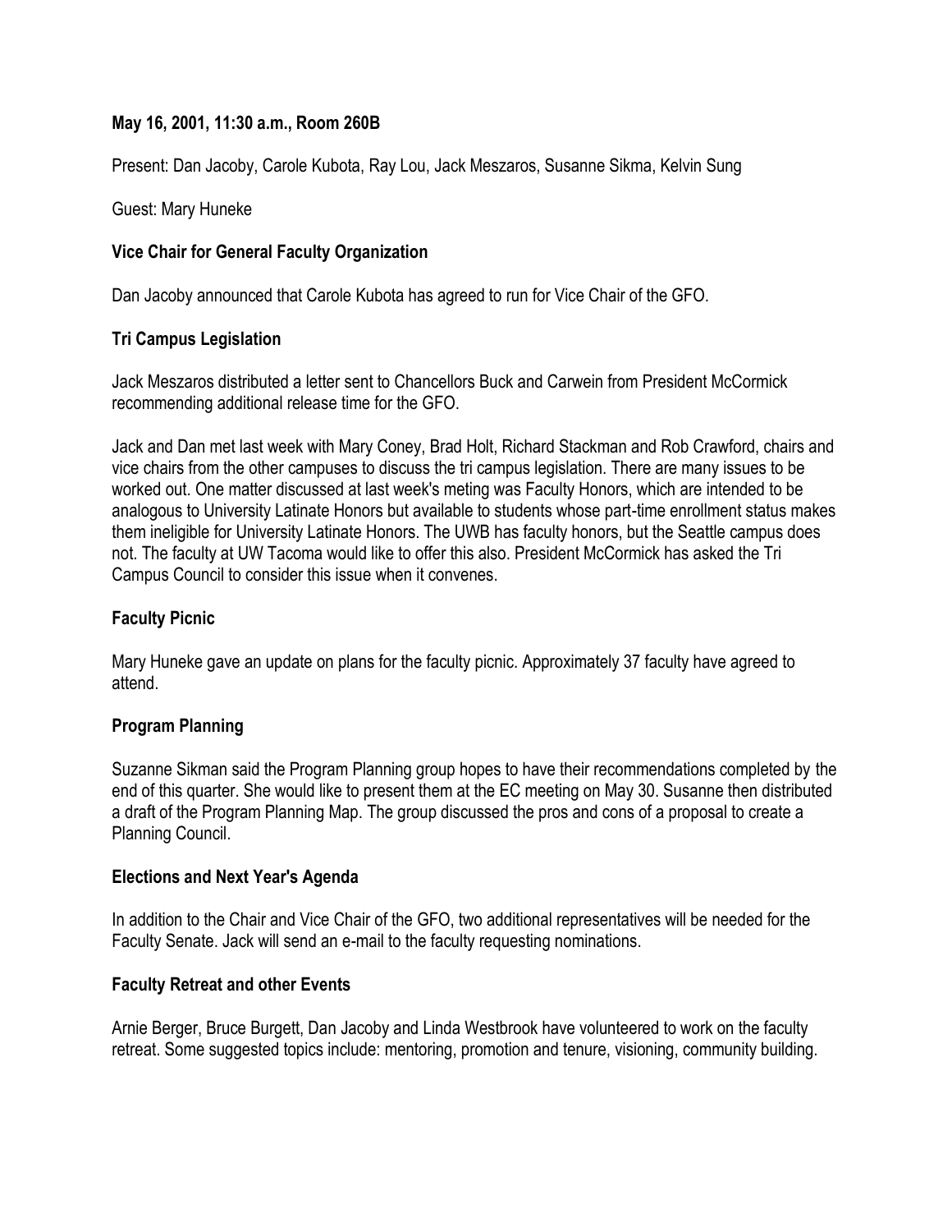**May 16, 2001, 11:30 a.m., Room 260B**

Present: Dan Jacoby, Carole Kubota, Ray Lou, Jack Meszaros, Susanne Sikma, Kelvin Sung

Guest: Mary Huneke

**Vice Chair for General Faculty Organization**

Dan Jacoby announced that Carole Kubota has agreed to run for Vice Chair of the GFO.

**Tri Campus Legislation**

Jack Meszaros distributed a letter sent to Chancellors Buck and Carwein from President McCormick recommending additional release time for the GFO.

Jack and Dan met last week with Mary Coney, Brad Holt, Richard Stackman and Rob Crawford, chairs and vice chairs from the other campuses to discuss the tri campus legislation. There are many issues to be worked out. One matter discussed at last week's meting was Faculty Honors, which are intended to be analogous to University Latinate Honors but available to students whose part-time enrollment status makes them ineligible for University Latinate Honors. The UWB has faculty honors, but the Seattle campus does not. The faculty at UW Tacoma would like to offer this also. President McCormick has asked the Tri Campus Council to consider this issue when it convenes.

**Faculty Picnic**

Mary Huneke gave an update on plans for the faculty picnic. Approximately 37 faculty have agreed to attend.

**Program Planning**

Suzanne Sikman said the Program Planning group hopes to have their recommendations completed by the end of this quarter. She would like to present them at the EC meeting on May 30. Susanne then distributed a draft of the Program Planning Map. The group discussed the pros and cons of a proposal to create a Planning Council.

**Elections and Next Year's Agenda**

In addition to the Chair and Vice Chair of the GFO, two additional representatives will be needed for the Faculty Senate. Jack will send an e-mail to the faculty requesting nominations.

**Faculty Retreat and other Events**

Arnie Berger, Bruce Burgett, Dan Jacoby and Linda Westbrook have volunteered to work on the faculty retreat. Some suggested topics include: mentoring, promotion and tenure, visioning, community building.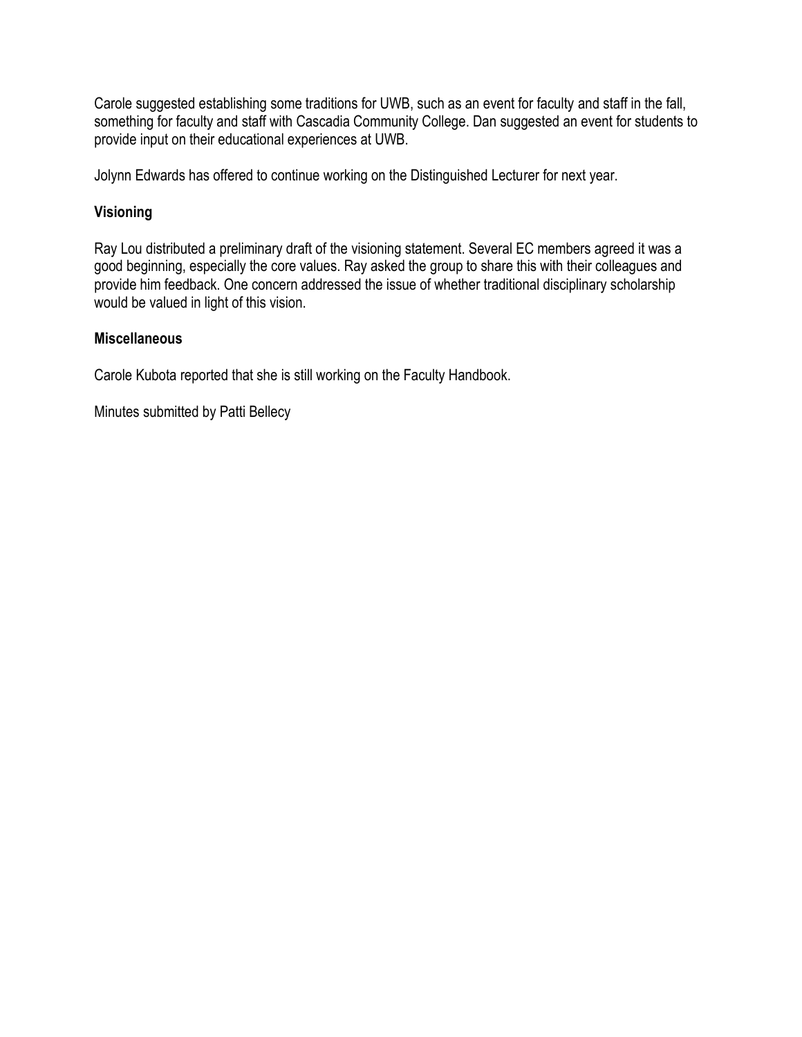Carole suggested establishing some traditions for UWB, such as an event for faculty and staff in the fall, something for faculty and staff with Cascadia Community College. Dan suggested an event for students to provide input on their educational experiences at UWB.

Jolynn Edwards has offered to continue working on the Distinguished Lecturer for next year.

### Visioning

Ray Lou distributed a preliminary draft of the visioning statement. Several EC members agreed it was a good beginning, especially the core values. Ray asked the group to share this with their colleagues and provide him feedback. One concern addressed the issue of whether traditional disciplinary scholarship would be valued in light of this vision.

### Miscellaneous

Carole Kubota reported that she is still working on the Faculty Handbook.

Minutes submitted by Patti Bellecy